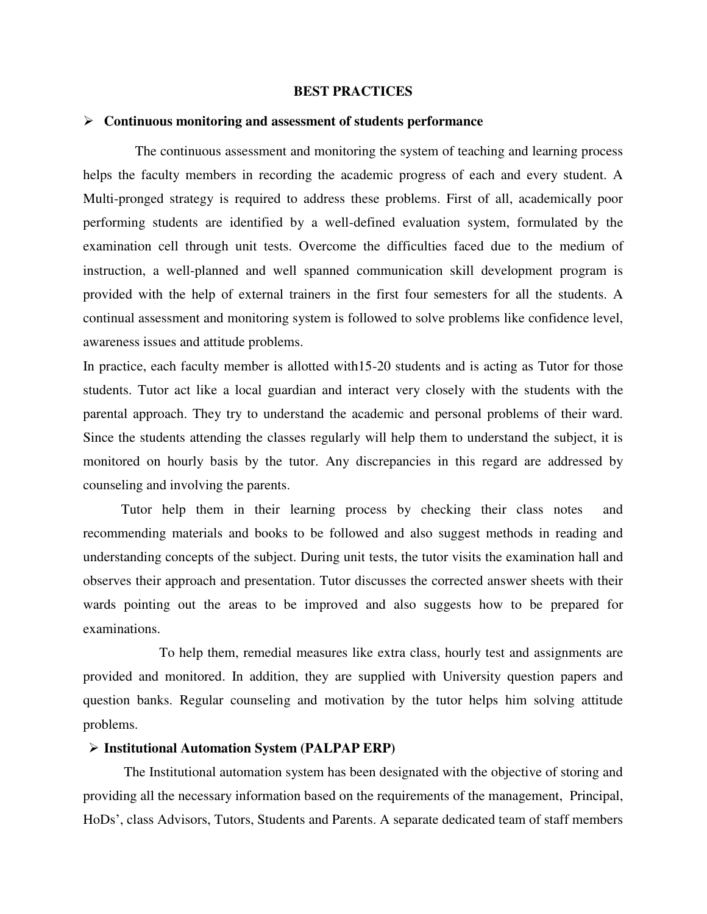# BEST PRACTICES

- **Continuous monitoring and assessment of students performance**

The continuous assessment and monitoring the system of teaching and learning process helps the faculty members in recording the academic progress of each and every student. A Multi-pronged strategy is required to address these problems. First of all, academically poor performing students are identified by a well-defined evaluation system, formulated by the examination cell through unit tests. Overcome the difficulties faced due to the medium of instruction, a well-planned and well spanned communication skill development program is provided with the help of external trainers in the first four semesters for all the students. A continual assessment and monitoring system is followed to solve problems like confidence level, awareness issues and attitude problems.

In practice, each faculty member is allotted with15-20 students and is acting as Tutor for those students. Tutor act like a local guardian and interact very closely with the students with the parental approach. They try to understand the academic and personal problems of their ward. Since the students attending the classes regularly will help them to understand the subject, it is monitored on hourly basis by the tutor. Any discrepancies in this regard are addressed by counseling and involving the parents.

Tutor help them in their learning process by checking their class notes and recommending materials and books to be followed and also suggest methods in reading and understanding concepts of the subject. During unit tests, the tutor visits the examination hall and observes their approach and presentation. Tutor discusses the corrected answer sheets with their wards pointing out the areas to be improved and also suggests how to be prepared for examinations.

To help them, remedial measures like extra class, hourly test and assignments are provided and monitored. In addition, they are supplied with University question papers and question banks. Regular counseling and motivation by the tutor helps him solving attitude problems.

- **Institutional Automation System (PALPAP ERP)**

The Institutional automation system has been designated with the objective of storing and providing all the necessary information based on the requirements of the management, Principal, HoDs', class Advisors, Tutors, Students and Parents. A separate dedicated team of staff members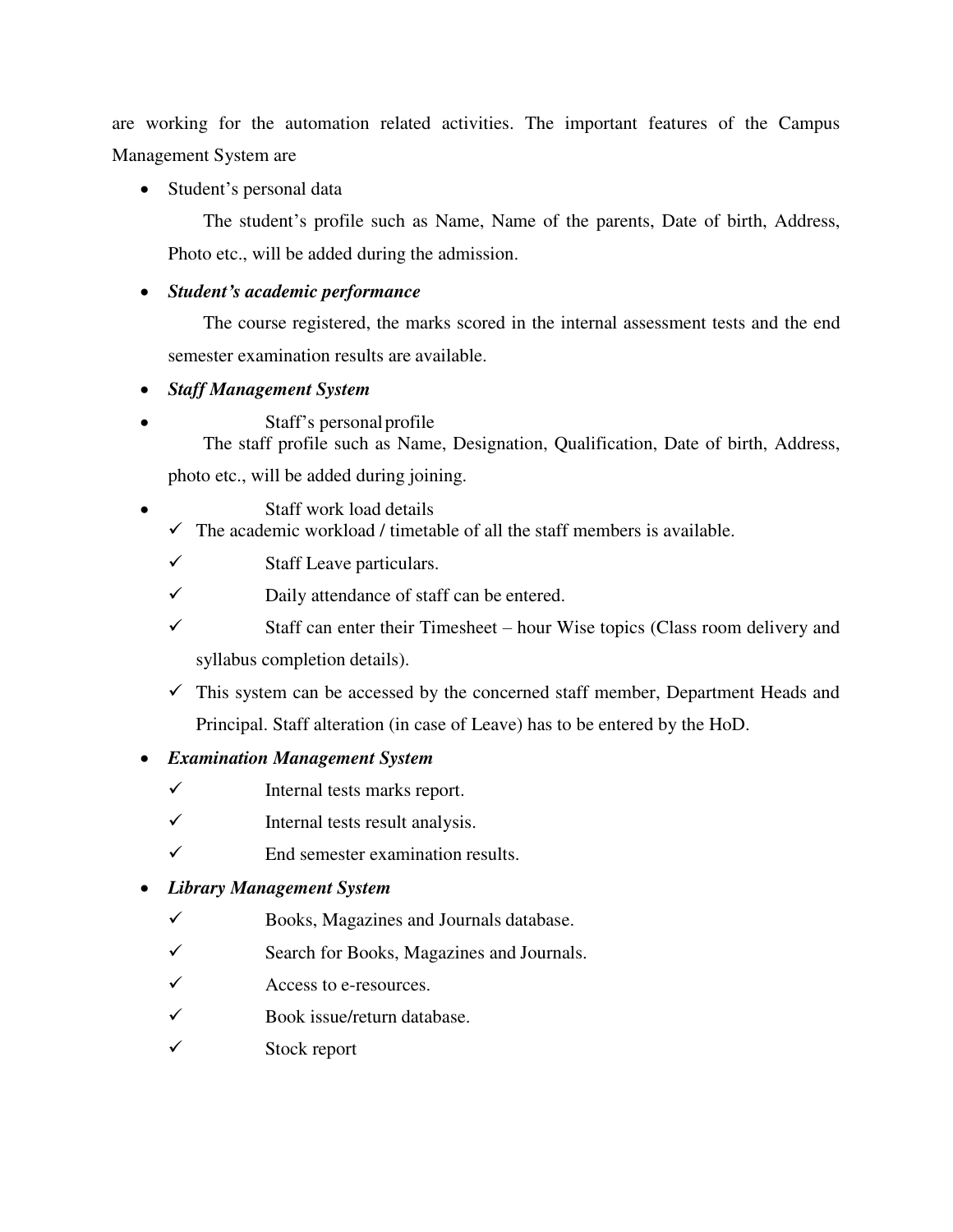are working for the automation related activities. The important features of the Campus Management System are

- Student's personal data

  The student's profile such as Name, Name of the parents, Date of birth, Address, Photo etc., will be added during the admission.

- ***Student's academic performance***

  The course registered, the marks scored in the internal assessment tests and the end semester examination results are available.

- ***Staff Management System***
- Staff's personal profile

  The staff profile such as Name, Designation, Qualification, Date of birth, Address, photo etc., will be added during joining.

- Staff work load details
  - ✓ The academic workload / timetable of all the staff members is available.
  - ✓ Staff Leave particulars.
  - ✓ Daily attendance of staff can be entered.
  - ✓ Staff can enter their Timesheet – hour Wise topics (Class room delivery and syllabus completion details).
  - ✓ This system can be accessed by the concerned staff member, Department Heads and Principal. Staff alteration (in case of Leave) has to be entered by the HoD.
- ***Examination Management System***
  - ✓ Internal tests marks report.
  - ✓ Internal tests result analysis.
  - ✓ End semester examination results.
- ***Library Management System***
  - ✓ Books, Magazines and Journals database.
  - ✓ Search for Books, Magazines and Journals.
  - ✓ Access to e-resources.
  - ✓ Book issue/return database.
  - ✓ Stock report